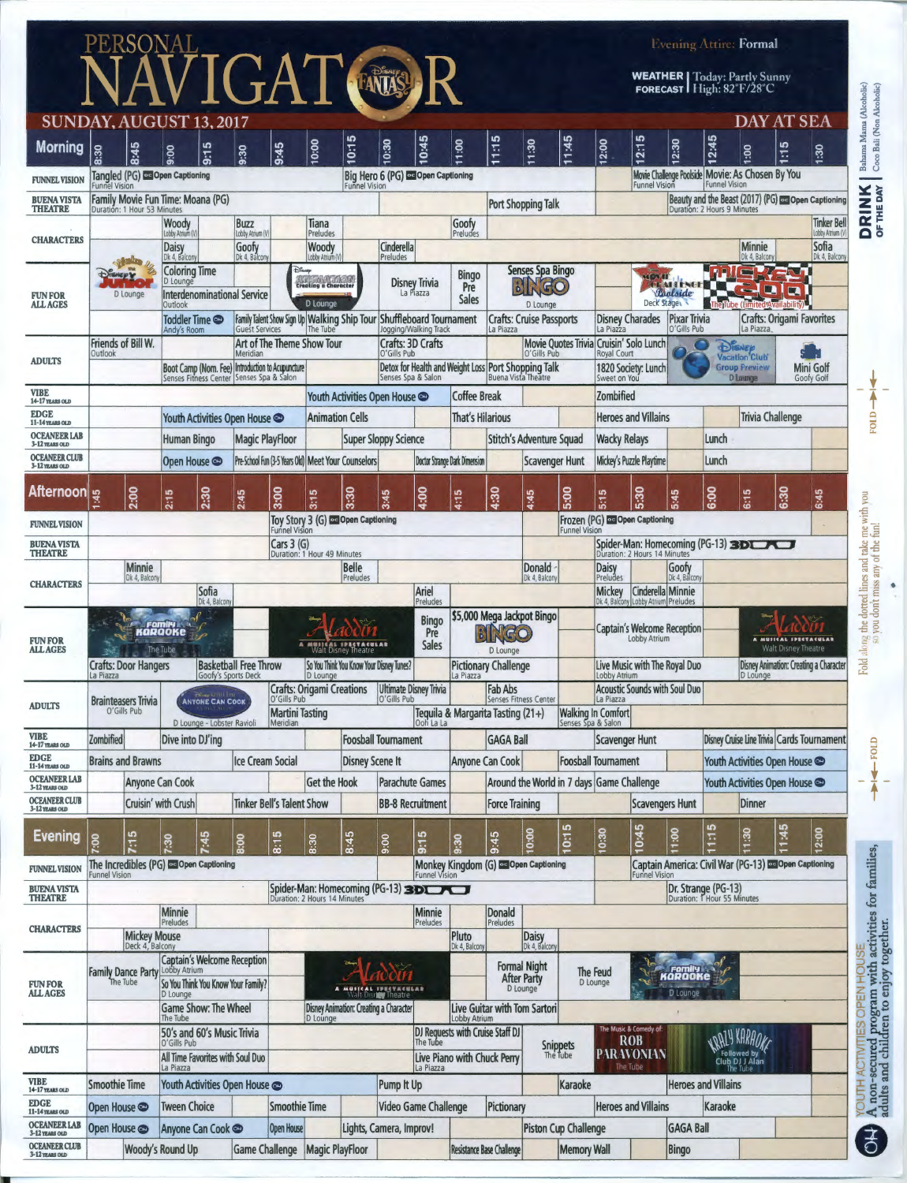# PERSONAL NAVIGATOR

**Evening Attire: Formal**

**WEATHER FORECAST** | Today: Partly Sunny | High: 82°F/28°C

**SUNDAY, AUGUST 13, 2017** — **DAY AT SEA**

**DRINK OF THE DAY:** Bahama Mama (Alcoholic) / Coco Bali (Non Alcoholic)

## Morning

| Morning | 8:30 | 8:45 | 9:00 | 9:15 | 9:30 | 9:45 | 10:00 | 10:15 | 10:30 | 10:45 | 11:00 | 11:15 | 11:30 | 11:45 | 12:00 | 12:15 | 12:30 | 12:45 | 1:00 | 1:15 | 1:30 |
|---|---|---|---|---|---|---|---|---|---|---|---|---|---|---|---|---|---|---|---|---|---|
| FUNNEL VISION | Tangled (PG) CC Open Captioning, Funnel Vision | | | | | | | Big Hero 6 (PG) CC Open Captioning, Funnel Vision | | | | | | | | Movie Challenge Poolside, Funnel Vision | | Movie: As Chosen By You, Funnel Vision | | | |
| BUENA VISTA THEATRE | Family Movie Fun Time: Moana (PG), Duration: 1 Hour 53 Minutes | | | | | | | | | | | Port Shopping Talk | | | | | Beauty and the Beast (2017) (PG) CC Open Captioning, Duration: 2 Hours 9 Minutes | | | | |
| CHARACTERS | | | Woody, Lobby Atrium (V) | | Buzz, Lobby Atrium (V) | | Tiana, Preludes | | | | Goofy, Preludes | | | | | | | | | | Tinker Bell, Lobby Atrium (V) |
| CHARACTERS | | | Daisy, Dk 4, Balcony | | Goofy, Dk 4, Balcony | | Woody, Lobby Atrium (V) | | Cinderella, Preludes | | | | | | | | | | Minnie, Dk 4, Balcony | | Sofia, Dk 4, Balcony |
| FUN FOR ALL AGES | Disney Junior, D Lounge | | Coloring Time, D Lounge | | Animation: Creating a Character, D Lounge | | | | Disney Trivia, La Piazza | | Bingo Pre Sales | Senses Spa Bingo, D Lounge | | | | Movie Challenge Poolside, Deck Stage | | Mickey 200, The Tube (Limited Availability) | | | |
| FUN FOR ALL AGES | | | Interdenominational Service, Outlook | | | | | | | | | | | | | | | | | | |
| FUN FOR ALL AGES | | | Toddler Time, Andy's Room | | Family Talent Show Sign Up, Guest Services | | Walking Ship Tour, The Tube | | Shuffleboard Tournament, Jogging/Walking Track | | | Crafts: Cruise Passports, La Piazza | | | Disney Charades, La Piazza | | Pixar Trivia, O'Gills Pub | | Crafts: Origami Favorites, La Piazza | | |
| ADULTS | Friends of Bill W., Outlook | | | | Art of The Theme Show Tour, Meridian | | | | Crafts: 3D Crafts, O'Gills Pub | | | | Movie Quotes Trivia, O'Gills Pub | | Cruisin' Solo Lunch, Royal Court | | | Disney Vacation Club Group Preview, D Lounge | | | Mini Golf, Goofy Golf |
| ADULTS | | | Boot Camp (Nom. Fee), Senses Fitness Center | | Introduction to Acupuncture, Senses Spa & Salon | | | | Detox for Health and Weight Loss, Senses Spa & Salon | | | Port Shopping Talk, Buena Vista Theatre | | | 1820 Society: Lunch, Sweet on You | | | | | | |
| VIBE 14-17 YEARS OLD | | | | | | | Youth Activities Open House | | | | Coffee Break | | | | Zombified | | | | | | |
| EDGE 11-14 YEARS OLD | | | Youth Activities Open House | | | | Animation Cells | | | | That's Hilarious | | | | Heroes and Villains | | | | Trivia Challenge | | |
| OCEANEER LAB 3-12 YEARS OLD | | | Human Bingo | | Magic PlayFloor | | | Super Sloppy Science | | | | Stitch's Adventure Squad | | | Wacky Relays | | | Lunch | | | |
| OCEANEER CLUB 3-12 YEARS OLD | | | Open House | | Pre-School Fun (3-5 Years Old) | | Meet Your Counselors | | Doctor Strange Dark Dimension | | | Scavenger Hunt | | | Mickey's Puzzle Playtime | | | Lunch | | | |

## Afternoon

| Afternoon | 1:45 | 2:00 | 2:15 | 2:30 | 2:45 | 3:00 | 3:15 | 3:30 | 3:45 | 4:00 | 4:15 | 4:30 | 4:45 | 5:00 | 5:15 | 5:30 | 5:45 | 6:00 | 6:15 | 6:30 | 6:45 |
|---|---|---|---|---|---|---|---|---|---|---|---|---|---|---|---|---|---|---|---|---|---|
| FUNNEL VISION | | | | | | Toy Story 3 (G) CC Open Captioning, Funnel Vision | | | | | | | | Frozen (PG) CC Open Captioning, Funnel Vision | | | | | | | |
| BUENA VISTA THEATRE | | | | | | Cars 3 (G), Duration: 1 Hour 49 Minutes | | | | | | | | | Spider-Man: Homecoming (PG-13) 3D | | | | | | |
| CHARACTERS | | Minnie, Dk 4, Balcony | | | | | | Belle, Preludes | | | | | Donald, Dk 4, Balcony | | Daisy, Preludes | | Goofy, Dk 4, Balcony | | | | |
| CHARACTERS | | | | Sofia, Dk 4, Balcony | | | | | | Ariel, Preludes | | | | | Mickey, Dk 4, Balcony | Cinderella, Lobby Atrium | Minnie, Preludes | | | | |
| FUN FOR ALL AGES | Family Karaoke, The Tube | | | | | Aladdin: A Musical Spectacular, Walt Disney Theatre | | | | Bingo Pre Sales | | $5,000 Mega Jackpot Bingo, D Lounge | | | Captain's Welcome Reception, Lobby Atrium | | | | Aladdin: A Musical Spectacular, Walt Disney Theatre | | |
| FUN FOR ALL AGES | Crafts: Door Hangers, La Piazza | | | Basketball Free Throw, Goofy's Sports Deck | | | So You Think You Know Your Disney Tunes?, D Lounge | | | | | Pictionary Challenge, La Piazza | | | Live Music with The Royal Duo, Lobby Atrium | | | | Disney Animation: Creating a Character, D Lounge | | |
| ADULTS | Brainteasers Trivia, O'Gills Pub | | Anyone Can Cook, D Lounge - Lobster Ravioli | | | Crafts: Origami Creations, O'Gills Pub | | | Ultimate Disney Trivia, O'Gills Pub | | | Fab Abs, Senses Fitness Center | | | Acoustic Sounds with Soul Duo, La Piazza | | | | | | |
| ADULTS | | | | | | Martini Tasting, Meridian | | | | Tequila & Margarita Tasting (21+), Ooh La La | | | | Walking In Comfort, Senses Spa & Salon | | | | | | | |
| VIBE 14-17 YEARS OLD | Zombified | | Dive into DJ'ing | | | | | Foosball Tournament | | | | GAGA Ball | | | Scavenger Hunt | | | Disney Cruise Line Trivia | | Cards Tournament | |
| EDGE 11-14 YEARS OLD | Brains and Brawns | | | | Ice Cream Social | | | Disney Scene It | | | Anyone Can Cook | | Foosball Tournament | | | | | Youth Activities Open House | | | |
| OCEANEER LAB 3-12 YEARS OLD | | Anyone Can Cook | | | | | Get the Hook | | Parachute Games | | | Around the World in 7 days | | Game Challenge | | | | Youth Activities Open House | | | |
| OCEANEER CLUB 3-12 YEARS OLD | | Cruisin' with Crush | | | Tinker Bell's Talent Show | | | | BB-8 Recruitment | | | Force Training | | | | Scavengers Hunt | | Dinner | | | |

## Evening

| Evening | 7:00 | 7:15 | 7:30 | 7:45 | 8:00 | 8:15 | 8:30 | 8:45 | 9:00 | 9:15 | 9:30 | 9:45 | 10:00 | 10:15 | 10:30 | 10:45 | 11:00 | 11:15 | 11:30 | 11:45 | 12:00 |
|---|---|---|---|---|---|---|---|---|---|---|---|---|---|---|---|---|---|---|---|---|---|
| FUNNEL VISION | The Incredibles (PG) CC Open Captioning, Funnel Vision | | | | | | | | | Monkey Kingdom (G) CC Open Captioning, Funnel Vision | | | | | | Captain America: Civil War (PG-13) CC Open Captioning, Funnel Vision | | | | | |
| BUENA VISTA THEATRE | | | | | | Spider-Man: Homecoming (PG-13) 3D, Duration: 2 Hours 14 Minutes | | | | | | | | | | Dr. Strange (PG-13), Duration: 1 Hour 55 Minutes | | | | | |
| CHARACTERS | | | Minnie, Preludes | | | | | | | Minnie, Preludes | | Donald, Preludes | | | | | | | | | |
| CHARACTERS | | Mickey Mouse, Deck 4, Balcony | | | | | | | | | Pluto, Dk 4, Balcony | | Daisy, Dk 4, Balcony | | | | | | | | |
| FUN FOR ALL AGES | Family Dance Party, The Tube | | Captain's Welcome Reception, Lobby Atrium | | | | | Aladdin: A Musical Spectacular, Walt Disney Theatre | | | | Formal Night After Party, D Lounge | | | The Feud, D Lounge | | Family Karaoke, D Lounge | | | | |
| FUN FOR ALL AGES | | | So You Think You Know Your Family?, D Lounge | | | | | | | | | | | | | | | | | | |
| FUN FOR ALL AGES | | | Game Show: The Wheel, The Tube | | | | Disney Animation: Creating a Character, D Lounge | | | | Live Guitar with Tom Sartori, Lobby Atrium | | | | | | | | | | |
| ADULTS | | | 50's and 60's Music Trivia, O'Gills Pub | | | | | | | DJ Requests with Cruise Staff DJ, The Tube | | | Snippets, The Tube | | The Music & Comedy of: Rob Paravonian, The Tube | | | Krazy Karaoke Followed by Club DJ Alan, The Tube | | | |
| ADULTS | | | All Time Favorites with Soul Duo, La Piazza | | | | | | | Live Piano with Chuck Perry, La Piazza | | | | | | | | | | | |
| VIBE 14-17 YEARS OLD | Smoothie Time | | Youth Activities Open House | | | | | | Pump It Up | | | | Karaoke | | | | Heroes and Villains | | | | |
| EDGE 11-14 YEARS OLD | Open House | | Tween Choice | | | Smoothie Time | | | Video Game Challenge | | | Pictionary | | | Heroes and Villains | | | Karaoke | | | |
| OCEANEER LAB 3-12 YEARS OLD | Open House | | Anyone Can Cook | | Open House | | Lights, Camera, Improv! | | | | | Piston Cup Challenge | | | | | GAGA Ball | | | | |
| OCEANEER CLUB 3-12 YEARS OLD | | Woody's Round Up | | | Game Challenge | | Magic PlayFloor | | | | Resistance Base Challenge | | Memory Wall | | | | Bingo | | | | |

Fold along the dotted lines and take me with you so you don't miss any of the fun!

**YOUTH ACTIVITIES OPEN HOUSE** — A non-secured program with activities for families, adults and children to enjoy together.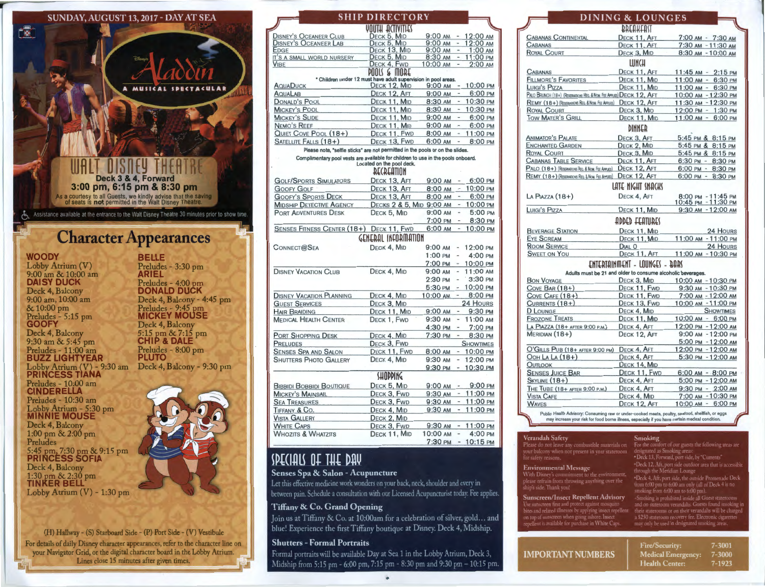# SUNDAY, AUGUST 13, 2017 - DAY AT SEA

## Aladdin
A MUSICAL SPECTACULAR

WALT DISNEY THEATRE
**Deck 3 & 4, Forward**
**3:00 pm, 6:15 pm & 8:30 pm**

As a courtesy to all Guests, we kindly advise that the saving of seats is **not** permitted in the Walt Disney Theatre.

Assistance available at the entrance to the Walt Disney Theatre 30 minutes prior to show time.

## Character Appearances

**WOODY**
Lobby Atrium (V)
9:00 am & 10:00 am

**DAISY DUCK**
Deck 4, Balcony
9:00 am, 10:00 am & 10:00 pm
Preludes - 5:15 pm

**GOOFY**
Deck 4, Balcony
9:30 am & 5:45 pm
Preludes - 11:00 am

**BUZZ LIGHTYEAR**
Lobby Atrium (V) - 9:30 am

**PRINCESS TIANA**
Preludes - 10:00 am

**CINDERELLA**
Preludes - 10:30 am
Lobby Atrium - 5:30 pm

**MINNIE MOUSE**
Deck 4, Balcony
1:00 pm & 2:00 pm
Preludes
5:45 pm, 7:30 pm & 9:15 pm

**PRINCESS SOFIA**
Deck 4, Balcony
1:30 pm & 2:30 pm

**TINKER BELL**
Lobby Atrium (V) - 1:30 pm

**BELLE**
Preludes - 3:30 pm

**ARIEL**
Preludes - 4:00 pm

**DONALD DUCK**
Deck 4, Balcony - 4:45 pm
Preludes - 9:45 pm

**MICKEY MOUSE**
Deck 4, Balcony
5:15 pm & 7:15 pm

**CHIP & DALE**
Preludes - 8:00 pm

**PLUTO**
Deck 4, Balcony - 9:30 pm

(H) Hallway - (S) Starboard Side - (P) Port Side - (V) Vestibule

For details of daily Disney character appearances, refer to the character line on your Navigator Grid, or the digital character board in the Lobby Atrium. Lines close 15 minutes after given times.

## SHIP DIRECTORY

### YOUTH ACTIVITIES

| | | |
|---|---|---|
| Disney's Oceaneer Club | Deck 5, Mid | 9:00 am - 12:00 am |
| Disney's Oceaneer Lab | Deck 5, Mid | 9:00 am - 12:00 am |
| Edge | Deck 13, Mid | 9:00 am - 1:00 am |
| It's a Small World Nursery | Deck 5, Mid | 8:30 am - 11:00 pm |
| Vibe | Deck 4, Fwd | 10:00 am - 2:00 am |

### POOLS & MORE

* Children under 12 must have adult supervision in pool areas.

| | | |
|---|---|---|
| AquaDuck | Deck 12, Mid | 9:00 am - 10:00 pm |
| AquaLab | Deck 12, Aft | 9:00 am - 6:00 pm |
| Donald's Pool | Deck 11, Mid | 8:30 am - 10:30 pm |
| Mickey's Pool | Deck 11, Mid | 8:30 am - 10:30 pm |
| Mickey's Slide | Deck 11, Mid | 9:00 am - 6:00 pm |
| Nemo's Reef | Deck 11, Mid | 9:00 am - 6:00 pm |
| Quiet Cove Pool (18+) | Deck 11, Fwd | 8:00 am - 11:00 pm |
| Satellite Falls (18+) | Deck 13, Fwd | 6:00 am - 8:00 pm |

Please note, "selfie sticks" are not permitted in the pools or on the slides.
Complimentary pool vests are available for children to use in the pools onboard. Located on the pool deck.

### RECREATION

| | | |
|---|---|---|
| Golf/Sports Simulators | Deck 13, Aft | 9:00 am - 6:00 pm |
| Goofy Golf | Deck 13, Aft | 8:00 am - 10:00 pm |
| Goofy's Sports Deck | Deck 13, Aft | 8:00 am - 6:00 pm |
| Midship Detective Agency | Decks 2 & 5, Mid | 9:00 am - 10:00 pm |
| Port Adventures Desk | Deck 5, Mid | 9:00 am - 5:00 pm<br>7:00 pm - 8:30 pm |
| Senses Fitness Center (18+) | Deck 11, Fwd | 6:00 am - 10:00 pm |

### GENERAL INFORMATION

| | | |
|---|---|---|
| Connect@Sea | Deck 4, Mid | 9:00 am - 12:00 pm<br>1:00 pm - 4:00 pm<br>7:00 pm - 10:00 pm |
| Disney Vacation Club | Deck 4, Mid | 9:00 am - 11:00 am<br>2:30 pm - 3:30 pm<br>5:30 pm - 10:00 pm |
| Disney Vacation Planning | Deck 4, Mid | 10:00 am - 8:00 pm |
| Guest Services | Deck 3, Mid | 24 Hours |
| Hair Braiding | Deck 11, Mid | 9:00 am - 9:30 pm |
| Medical Health Center | Deck 1, Fwd | 9:30 am - 11:00 am<br>4:30 pm - 7:00 pm |
| Port Shopping Desk | Deck 4, Mid | 7:30 pm - 8:30 pm |
| Preludes | Deck 3, Fwd | Showtimes |
| Senses Spa and Salon | Deck 11, Fwd | 8:00 am - 10:00 pm |
| Shutters Photo Gallery | Deck 4, Mid | 9:30 am - 12:00 pm<br>9:30 pm - 10:30 pm |

### SHOPPING

| | | |
|---|---|---|
| Bibbidi Bobbidi Boutique | Deck 5, Mid | 9:00 am - 9:00 pm |
| Mickey's Mainsail | Deck 3, Fwd | 9:30 am - 11:00 pm |
| Sea Treasures | Deck 3, Fwd | 9:30 am - 11:00 pm |
| Tiffany & Co. | Deck 4, Mid | 9:30 am - 11:00 pm |
| Vista Gallery | Deck 2, Mid | |
| White Caps | Deck 3, Fwd | 9:30 am - 11:00 pm |
| Whozits & Whatzits | Deck 11, Mid | 10:00 am - 4:00 pm<br>7:30 pm - 10:15 pm |

## SPECIALS OF THE DAY

**Senses Spa & Salon - Acupuncture**
Let this effective medicine work wonders on your back, neck, shoulder and every in between pain. Schedule a consultation with our Licensed Acupuncturist today. Fee applies.

**Tiffany & Co. Grand Opening**
Join us at Tiffany & Co. at 10:00am for a celebration of silver, gold… and blue! Experience the first Tiffany boutique at Disney. Deck 4, Midship.

**Shutters - Formal Portraits**
Formal portraits will be available Day at Sea 1 in the Lobby Atrium, Deck 3, Midship from 5:15 pm - 6:00 pm, 7:15 pm - 8:30 pm and 9:30 pm – 10:15 pm.

## DINING & LOUNGES

### BREAKFAST

| | | |
|---|---|---|
| Cabanas Continental | Deck 11, Aft | 7:00 am - 7:30 am |
| Cabanas | Deck 11, Aft | 7:30 am - 11:30 am |
| Royal Court | Deck 3, Mid | 8:30 am - 10:00 am |

### LUNCH

| | | |
|---|---|---|
| Cabanas | Deck 11, Aft | 11:45 am - 2:15 pm |
| Fillmore's Favorites | Deck 11, Mid | 11:00 am - 6:30 pm |
| Luigi's Pizza | Deck 11, Mid | 11:00 am - 6:30 pm |
| Palo Brunch (18+) (Reservations Req. & Nom. Fee Applies) | Deck 12, Aft | 10:00 am - 12:30 pm |
| Remy (18+) (Reservations Req. & Nom. Fee Applies) | Deck 12, Aft | 11:30 am - 12:30 pm |
| Royal Court | Deck 3, Mid | 12:00 pm - 1:30 pm |
| Tow Mater's Grill | Deck 11, Mid | 11:00 am - 6:00 pm |

### DINNER

| | | |
|---|---|---|
| Animator's Palate | Deck 3, Aft | 5:45 pm & 8:15 pm |
| Enchanted Garden | Deck 2, Mid | 5:45 pm & 8:15 pm |
| Royal Court | Deck 3, Mid | 5:45 pm & 8:15 pm |
| Cabanas Table Service | Deck 11, Aft | 6:30 pm - 8:30 pm |
| Palo (18+) (Reservations Req. & Nom. Fee Applies) | Deck 12, Aft | 6:00 pm - 8:30 pm |
| Remy (18+) (Reservations Req. & Nom. Fee Applies) | Deck 12, Aft | 6:00 pm - 8:30 pm |

### LATE NIGHT SNACKS

| | | |
|---|---|---|
| La Piazza (18+) | Deck 4, Aft | 8:00 pm - 11:45 pm<br>10:45 pm - 11:30 pm |
| Luigi's Pizza | Deck 11, Mid | 9:30 am - 12:00 am |

### ADDED FEATURES

| | | |
|---|---|---|
| Beverage Station | Deck 11, Mid | 24 Hours |
| Eye Scream | Deck 11, Mid | 11:00 am - 11:00 pm |
| Room Service | Dial 0 | 24 Hours |
| Sweet on You | Deck 11, Aft | 11:00 am - 10:30 pm |

### ENTERTAINMENT - LOUNGES - BARS

Adults must be 21 and older to consume alcoholic beverages.

| | | |
|---|---|---|
| Bon Voyage | Deck 3, Mid | 10:00 am - 10:30 pm |
| Cove Bar (18+) | Deck 11, Fwd | 9:30 am - 10:30 pm |
| Cove Cafe (18+) | Deck 11, Fwd | 7:00 am - 12:00 am |
| Currents (18+) | Deck 13, Fwd | 10:00 am - 11:00 pm |
| D Lounge | Deck 4, Mid | Showtimes |
| Frozone Treats | Deck 11, Mid | 10:00 am - 6:00 pm |
| La Piazza (18+ after 9:00 p.m.) | Deck 4, Aft | 12:00 pm - 12:00 am |
| Meridian (18+) | Deck 12, Aft | 9:00 am - 12:00 pm<br>5:00 pm - 12:00 am |
| O'Gills Pub (18+ after 9:00 pm) | Deck 4, Aft | 12:00 pm - 12:00 am |
| Ooh La La (18+) | Deck 4, Aft | 5:30 pm - 12:00 am |
| Outlook | Deck 14, Mid | |
| Senses Juice Bar | Deck 11, Fwd | 6:00 am - 8:00 pm |
| Skyline (18+) | Deck 4, Aft | 5:00 pm - 12:00 am |
| The Tube (18+ after 9:00 p.m.) | Deck 4, Aft | 9:30 pm - 2:00 am |
| Vista Cafe | Deck 4, Mid | 7:00 am - 10:30 pm |
| Waves | Deck 12, Aft | 10:00 am - 6:00 pm |

Public Health Advisory: Consuming raw or under-cooked meats, poultry, seafood, shellfish, or eggs may increase your risk for food borne illness, especially if you have certain medical condition.

**Verandah Safety**
Please do not leave any combustible materials on your balcony when not present in your stateroom for safety reasons.

**Environmental Message**
With Disney's commitment to the environment, please refrain from throwing anything over the ship's side. Thank you!

**Sunscreen/Insect Repellent Advisory**
Use sunscreen first and protect against mosquito bites and related illnesses by applying insect repellent on top of sunscreen when going ashore. Insect repellent is available for purchase in White Caps.

**Smoking**
For the comfort of our guests the following areas are designated as Smoking areas:
- Deck 13, Forward, port side, by "Currents"
- Deck 12, Aft, port side outdoor area that is accessible through the Meridian Lounge
- Deck 4, Aft, port side, the outside Promenade Deck from 6:00 pm to 6:00 am only (all of Deck 4 is no smoking from 6:00 am to 6:00 pm).
- Smoking is prohibited inside all Guest staterooms and on stateroom verandahs. Guests found smoking in their staterooms or on their verandahs will be charged a $250 stateroom recovery fee. Electronic cigarettes may only be used in designated smoking areas.

**IMPORTANT NUMBERS**

| | |
|---|---|
| Fire/Security: | 7-3001 |
| Medical Emergency: | 7-3000 |
| Health Center: | 7-1923 |